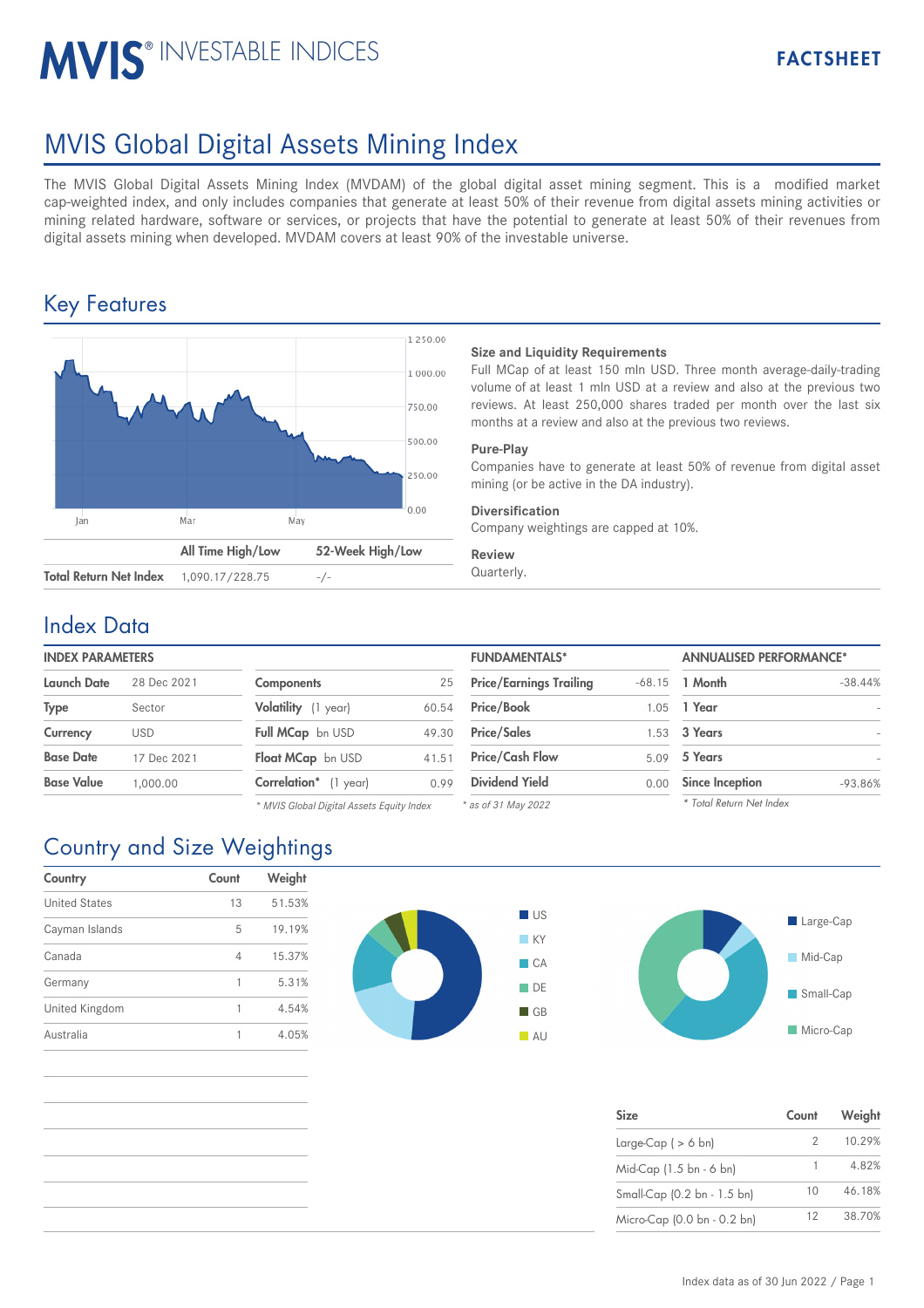# MVIS® INVESTABLE INDICES

**FACTSHEET**

# MVIS Global Digital Assets Mining Index

The MVIS Global Digital Assets Mining Index (MVDAM) of the global digital asset mining segment. This is a modified market cap-weighted index, and only includes companies that generate at least 50% of their revenue from digital assets mining activities or mining related hardware, software or services, or projects that have the potential to generate at least 50% of their revenues from digital assets mining when developed. MVDAM covers at least 90% of the investable universe.

## Key Features

| | All Time High/Low | 52-Week High/Low |
|---|---|---|
| **Total Return Net Index** | 1,090.17/228.75 | -/- |

**Size and Liquidity Requirements**
Full MCap of at least 150 mln USD. Three month average-daily-trading volume of at least 1 mln USD at a review and also at the previous two reviews. At least 250,000 shares traded per month over the last six months at a review and also at the previous two reviews.

**Pure-Play**
Companies have to generate at least 50% of revenue from digital asset mining (or be active in the DA industry).

**Diversification**
Company weightings are capped at 10%.

**Review**
Quarterly.

## Index Data

**INDEX PARAMETERS**

| | |
|---|---|
| **Launch Date** | 28 Dec 2021 |
| **Type** | Sector |
| **Currency** | USD |
| **Base Date** | 17 Dec 2021 |
| **Base Value** | 1,000.00 |

| | |
|---|---|
| **Components** | 25 |
| **Volatility** (1 year) | 60.54 |
| **Full MCap** bn USD | 49.30 |
| **Float MCap** bn USD | 41.51 |
| **Correlation*** (1 year) | 0.99 |

*\* MVIS Global Digital Assets Equity Index*

**FUNDAMENTALS***

| | |
|---|---|
| **Price/Earnings Trailing** | -68.15 |
| **Price/Book** | 1.05 |
| **Price/Sales** | 1.53 |
| **Price/Cash Flow** | 5.09 |
| **Dividend Yield** | 0.00 |

*\* as of 31 May 2022*

**ANNUALISED PERFORMANCE***

| | |
|---|---|
| **1 Month** | -38.44% |
| **1 Year** | - |
| **3 Years** | - |
| **5 Years** | - |
| **Since Inception** | -93.86% |

*\* Total Return Net Index*

## Country and Size Weightings

| Country | Count | Weight |
|---|---|---|
| United States | 13 | 51.53% |
| Cayman Islands | 5 | 19.19% |
| Canada | 4 | 15.37% |
| Germany | 1 | 5.31% |
| United Kingdom | 1 | 4.54% |
| Australia | 1 | 4.05% |

| Size | Count | Weight |
|---|---|---|
| Large-Cap ( > 6 bn) | 2 | 10.29% |
| Mid-Cap (1.5 bn - 6 bn) | 1 | 4.82% |
| Small-Cap (0.2 bn - 1.5 bn) | 10 | 46.18% |
| Micro-Cap (0.0 bn - 0.2 bn) | 12 | 38.70% |

Index data as of 30 Jun 2022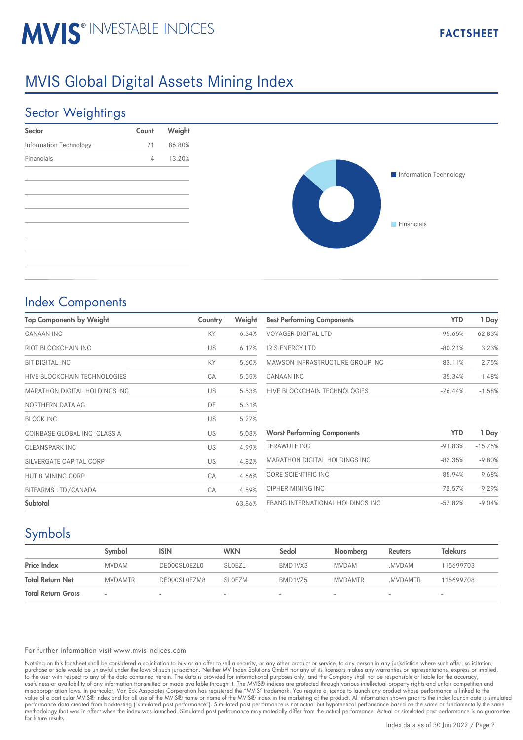# MVIS Global Digital Assets Mining Index

## Sector Weightings

| Sector | Count | Weight |
|---|---|---|
| Information Technology | 21 | 86.80% |
| Financials | 4 | 13.20% |

Information Technology
Financials

## Index Components

| Top Components by Weight | Country | Weight |
|---|---|---|
| CANAAN INC | KY | 6.34% |
| RIOT BLOCKCHAIN INC | US | 6.17% |
| BIT DIGITAL INC | KY | 5.60% |
| HIVE BLOCKCHAIN TECHNOLOGIES | CA | 5.55% |
| MARATHON DIGITAL HOLDINGS INC | US | 5.53% |
| NORTHERN DATA AG | DE | 5.31% |
| BLOCK INC | US | 5.27% |
| COINBASE GLOBAL INC -CLASS A | US | 5.03% |
| CLEANSPARK INC | US | 4.99% |
| SILVERGATE CAPITAL CORP | US | 4.82% |
| HUT 8 MINING CORP | CA | 4.66% |
| BITFARMS LTD/CANADA | CA | 4.59% |
| **Subtotal** | | 63.86% |

| Best Performing Components | YTD | 1 Day |
|---|---|---|
| VOYAGER DIGITAL LTD | -95.65% | 62.83% |
| IRIS ENERGY LTD | -80.21% | 3.23% |
| MAWSON INFRASTRUCTURE GROUP INC | -83.11% | 2.75% |
| CANAAN INC | -35.34% | -1.48% |
| HIVE BLOCKCHAIN TECHNOLOGIES | -76.44% | -1.58% |

| Worst Performing Components | YTD | 1 Day |
|---|---|---|
| TERAWULF INC | -91.83% | -15.75% |
| MARATHON DIGITAL HOLDINGS INC | -82.35% | -9.80% |
| CORE SCIENTIFIC INC | -85.94% | -9.68% |
| CIPHER MINING INC | -72.57% | -9.29% |
| EBANG INTERNATIONAL HOLDINGS INC | -57.82% | -9.04% |

## Symbols

| | Symbol | ISIN | WKN | Sedol | Bloomberg | Reuters | Telekurs |
|---|---|---|---|---|---|---|---|
| **Price Index** | MVDAM | DE000SL0EZL0 | SL0EZL | BMD1VX3 | MVDAM | .MVDAM | 115699703 |
| **Total Return Net** | MVDAMTR | DE000SL0EZM8 | SL0EZM | BMD1VZ5 | MVDAMTR | .MVDAMTR | 115699708 |
| **Total Return Gross** | - | - | - | - | - | - | - |

For further information visit www.mvis-indices.com

Nothing on this factsheet shall be considered a solicitation to buy or an offer to sell a security, or any other product or service, to any person in any jurisdiction where such offer, solicitation, purchase or sale would be unlawful under the laws of such jurisdiction. Neither MV Index Solutions GmbH nor any of its licensors makes any warranties or representations, express or implied, to the user with respect to any of the data contained herein. The data is provided for informational purposes only, and the Company shall not be responsible or liable for the accuracy, usefulness or availability of any information transmitted or made available through it. The MVIS® indices are protected through various intellectual property rights and unfair competition and misappropriation laws. In particular, Van Eck Associates Corporation has registered the "MVIS" trademark. You require a licence to launch any product whose performance is linked to the value of a particular MVIS® index and for all use of the MVIS® name or name of the MVIS® index in the marketing of the product. All information shown prior to the index launch date is simulated performance data created from backtesting ("simulated past performance"). Simulated past performance is not actual but hypothetical performance based on the same or fundamentally the same methodology that was in effect when the index was launched. Simulated past performance may materially differ from the actual performance. Actual or simulated past performance is no guarantee for future results.

Index data as of 30 Jun 2022